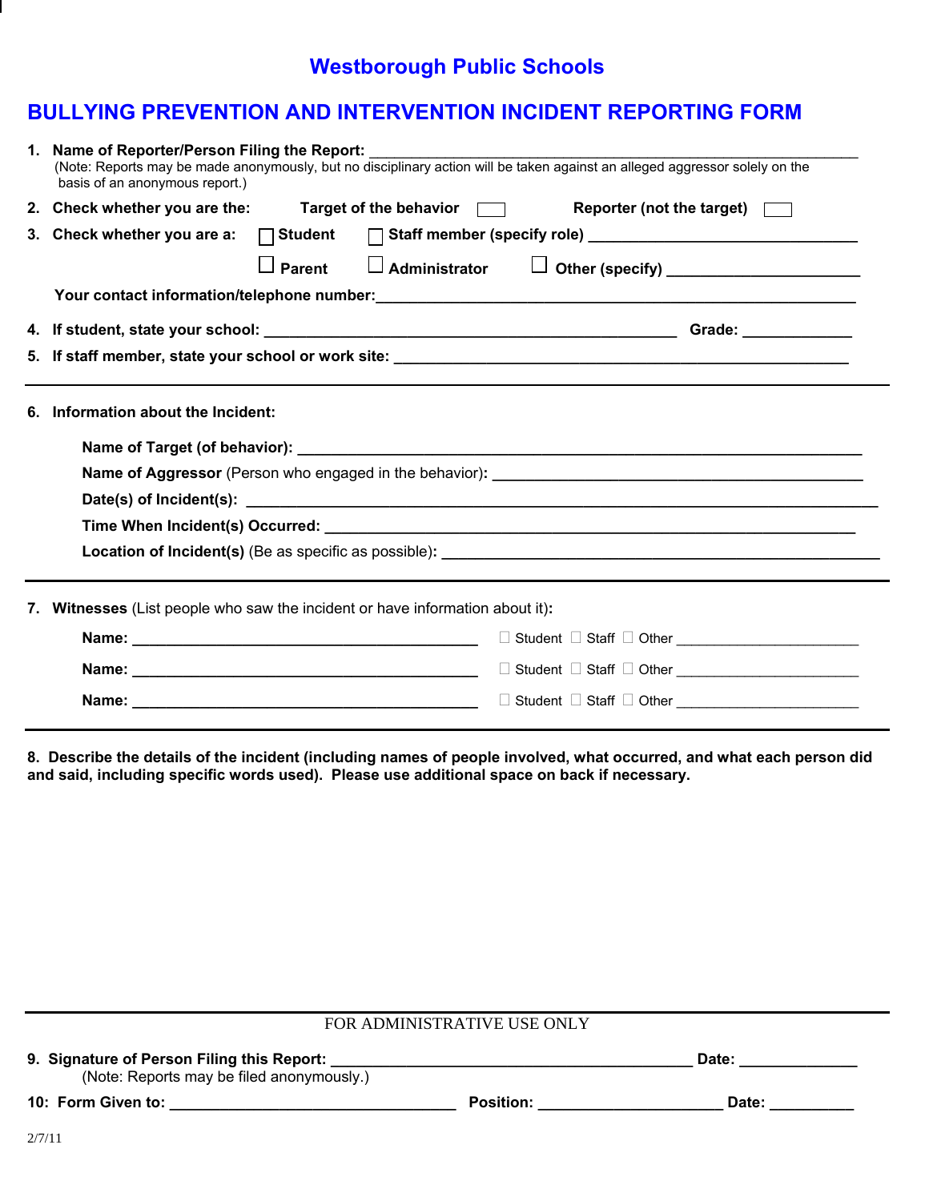# Westborough Public Schools

## BULLYING PREVENTION AND INTERVENTION INCIDENT REPORTING FORM

1. **Name of Reporter/Person Filing the Report:** ______________________________________________
   (Note: Reports may be made anonymously, but no disciplinary action will be taken against an alleged aggressor solely on the basis of an anonymous report.)

2. **Check whether you are the:** **Target of the behavior** ☐ **Reporter (not the target)** ☐

3. **Check whether you are a:** ☐ **Student** ☐ **Staff member (specify role)** ______________________
   ☐ **Parent** ☐ **Administrator** ☐ **Other (specify)** ______________________

   **Your contact information/telephone number:** ______________________________________________

4. **If student, state your school:** ______________________________________ **Grade:** __________

5. **If staff member, state your school or work site:** ______________________________________________

---

6. **Information about the Incident:**

   **Name of Target (of behavior):** ______________________________________________

   **Name of Aggressor** (Person who engaged in the behavior)**:** ______________________________

   **Date(s) of Incident(s):** ______________________________________________

   **Time When Incident(s) Occurred:** ______________________________________________

   **Location of Incident(s)** (Be as specific as possible)**:** ______________________________

---

7. **Witnesses** (List people who saw the incident or have information about it)**:**

   **Name:** ______________________________ ☐ Student ☐ Staff ☐ Other ________________

   **Name:** ______________________________ ☐ Student ☐ Staff ☐ Other ________________

   **Name:** ______________________________ ☐ Student ☐ Staff ☐ Other ________________

---

**8. Describe the details of the incident (including names of people involved, what occurred, and what each person did and said, including specific words used). Please use additional space on back if necessary.**

---

FOR ADMINISTRATIVE USE ONLY

**9. Signature of Person Filing this Report:** ______________________________ **Date:** __________
   (Note: Reports may be filed anonymously.)

**10: Form Given to:** ______________________ **Position:** ______________________ **Date:** __________

2/7/11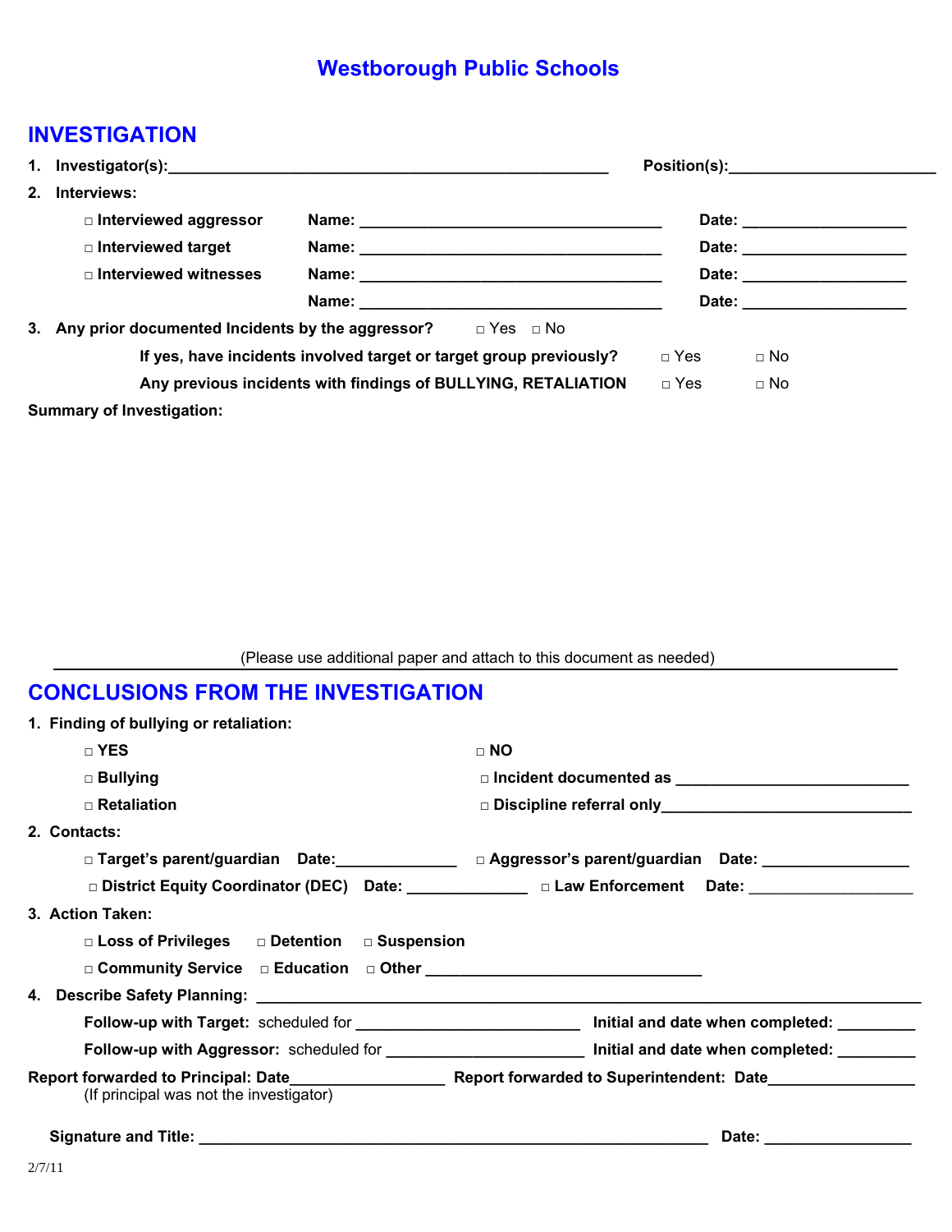## Westborough Public Schools

## INVESTIGATION

1. **Investigator(s):**\_\_\_\_\_\_\_\_\_\_\_\_\_\_\_\_\_\_\_\_\_\_\_\_\_\_\_\_\_\_\_\_\_\_\_\_\_\_\_\_\_\_\_\_\_\_\_\_ **Position(s):**\_\_\_\_\_\_\_\_\_\_\_\_\_\_\_\_\_\_\_\_\_\_\_
2. **Interviews:**

   □ **Interviewed aggressor** **Name:** \_\_\_\_\_\_\_\_\_\_\_\_\_\_\_\_\_\_\_\_\_\_\_\_\_\_\_\_\_\_\_\_\_\_ **Date:** \_\_\_\_\_\_\_\_\_\_\_\_\_\_\_\_\_\_

   □ **Interviewed target** **Name:** \_\_\_\_\_\_\_\_\_\_\_\_\_\_\_\_\_\_\_\_\_\_\_\_\_\_\_\_\_\_\_\_\_\_ **Date:** \_\_\_\_\_\_\_\_\_\_\_\_\_\_\_\_\_\_

   □ **Interviewed witnesses** **Name:** \_\_\_\_\_\_\_\_\_\_\_\_\_\_\_\_\_\_\_\_\_\_\_\_\_\_\_\_\_\_\_\_\_\_ **Date:** \_\_\_\_\_\_\_\_\_\_\_\_\_\_\_\_\_\_

   **Name:** \_\_\_\_\_\_\_\_\_\_\_\_\_\_\_\_\_\_\_\_\_\_\_\_\_\_\_\_\_\_\_\_\_\_ **Date:** \_\_\_\_\_\_\_\_\_\_\_\_\_\_\_\_\_\_
3. **Any prior documented Incidents by the aggressor?** □ Yes □ No

   **If yes, have incidents involved target or target group previously?** □ Yes □ No

   **Any previous incidents with findings of BULLYING, RETALIATION** □ Yes □ No

**Summary of Investigation:**

(Please use additional paper and attach to this document as needed)

## CONCLUSIONS FROM THE INVESTIGATION

1. **Finding of bullying or retaliation:**

   □ **YES** □ **NO**

   □ **Bullying** □ **Incident documented as** \_\_\_\_\_\_\_\_\_\_\_\_\_\_\_\_\_\_\_\_\_\_\_\_\_\_

   □ **Retaliation** □ **Discipline referral only**\_\_\_\_\_\_\_\_\_\_\_\_\_\_\_\_\_\_\_\_\_\_\_\_\_\_\_\_
2. **Contacts:**

   □ **Target's parent/guardian Date:**\_\_\_\_\_\_\_\_\_\_\_\_\_\_ □ **Aggressor's parent/guardian Date:** \_\_\_\_\_\_\_\_\_\_\_\_\_\_\_\_

   □ **District Equity Coordinator (DEC) Date:** \_\_\_\_\_\_\_\_\_\_\_\_\_ □ **Law Enforcement Date:** \_\_\_\_\_\_\_\_\_\_\_\_\_\_\_\_\_\_
3. **Action Taken:**

   □ **Loss of Privileges** □ **Detention** □ **Suspension**

   □ **Community Service** □ **Education** □ **Other** \_\_\_\_\_\_\_\_\_\_\_\_\_\_\_\_\_\_\_\_\_\_\_\_\_\_\_\_\_\_\_
4. **Describe Safety Planning:** \_\_\_\_\_\_\_\_\_\_\_\_\_\_\_\_\_\_\_\_\_\_\_\_\_\_\_\_\_\_\_\_\_\_\_\_\_\_\_\_\_\_\_\_\_\_\_\_\_\_\_\_\_\_\_\_\_\_\_\_\_\_\_\_\_\_\_\_\_\_\_\_\_\_\_

   **Follow-up with Target:** scheduled for \_\_\_\_\_\_\_\_\_\_\_\_\_\_\_\_\_\_\_\_\_\_\_\_\_ **Initial and date when completed:** \_\_\_\_\_\_\_\_\_

   **Follow-up with Aggressor:** scheduled for \_\_\_\_\_\_\_\_\_\_\_\_\_\_\_\_\_\_\_\_\_\_ **Initial and date when completed:** \_\_\_\_\_\_\_\_\_

**Report forwarded to Principal: Date**\_\_\_\_\_\_\_\_\_\_\_\_\_\_\_\_\_ **Report forwarded to Superintendent: Date**\_\_\_\_\_\_\_\_\_\_\_\_\_\_\_\_\_
(If principal was not the investigator)

**Signature and Title:** \_\_\_\_\_\_\_\_\_\_\_\_\_\_\_\_\_\_\_\_\_\_\_\_\_\_\_\_\_\_\_\_\_\_\_\_\_\_\_\_\_\_\_\_\_\_\_\_\_\_\_\_\_\_\_\_\_\_\_ **Date:** \_\_\_\_\_\_\_\_\_\_\_\_\_\_\_\_\_

2/7/11